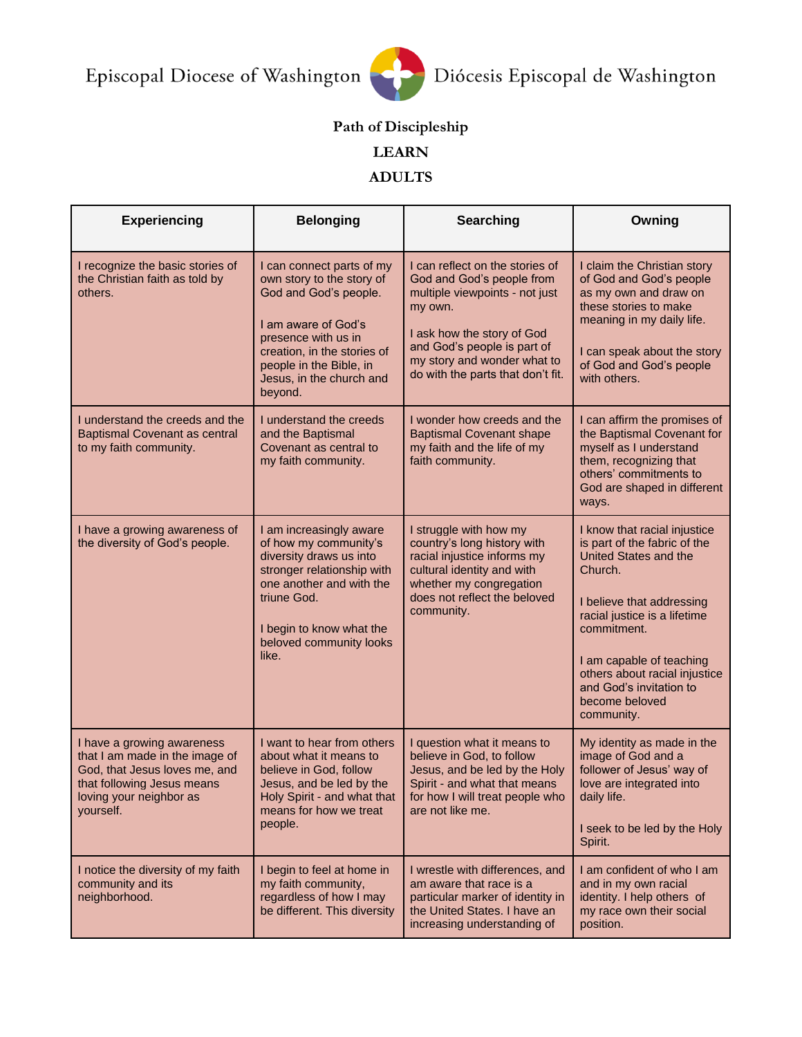Episcopal Diocese of Washington Diócesis Episcopal de Washington

**Path of Discipleship**

**LEARN**

**ADULTS**

| Experiencing | Belonging | Searching | Owning |
|---|---|---|---|
| I recognize the basic stories of the Christian faith as told by others. | I can connect parts of my own story to the story of God and God's people.<br><br>I am aware of God's presence with us in creation, in the stories of people in the Bible, in Jesus, in the church and beyond. | I can reflect on the stories of God and God's people from multiple viewpoints - not just my own.<br><br>I ask how the story of God and God's people is part of my story and wonder what to do with the parts that don't fit. | I claim the Christian story of God and God's people as my own and draw on these stories to make meaning in my daily life.<br><br>I can speak about the story of God and God's people with others. |
| I understand the creeds and the Baptismal Covenant as central to my faith community. | I understand the creeds and the Baptismal Covenant as central to my faith community. | I wonder how creeds and the Baptismal Covenant shape my faith and the life of my faith community. | I can affirm the promises of the Baptismal Covenant for myself as I understand them, recognizing that others' commitments to God are shaped in different ways. |
| I have a growing awareness of the diversity of God's people. | I am increasingly aware of how my community's diversity draws us into stronger relationship with one another and with the triune God.<br><br>I begin to know what the beloved community looks like. | I struggle with how my country's long history with racial injustice informs my cultural identity and with whether my congregation does not reflect the beloved community. | I know that racial injustice is part of the fabric of the United States and the Church.<br><br>I believe that addressing racial justice is a lifetime commitment.<br><br>I am capable of teaching others about racial injustice and God's invitation to become beloved community. |
| I have a growing awareness that I am made in the image of God, that Jesus loves me, and that following Jesus means loving your neighbor as yourself. | I want to hear from others about what it means to believe in God, follow Jesus, and be led by the Holy Spirit - and what that means for how we treat people. | I question what it means to believe in God, to follow Jesus, and to be led by the Holy Spirit - and what that means for how I will treat people who are not like me. | My identity as made in the image of God and a follower of Jesus' way of love are integrated into daily life.<br><br>I seek to be led by the Holy Spirit. |
| I notice the diversity of my faith community and its neighborhood. | I begin to feel at home in my faith community, regardless of how I may be different. This diversity | I wrestle with differences, and am aware that race is a particular marker of identity in the United States. I have an increasing understanding of | I am confident of who I am and in my own racial identity. I help others of my race own their social position. |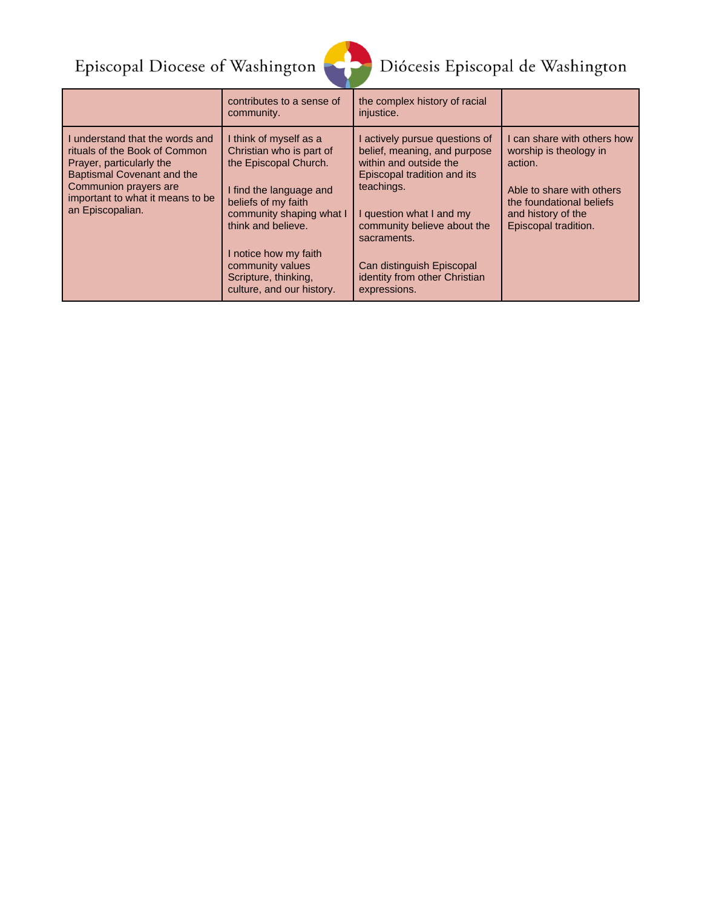| | | | |
|---|---|---|---|
| | contributes to a sense of community. | the complex history of racial injustice. | |
| I understand that the words and rituals of the Book of Common Prayer, particularly the Baptismal Covenant and the Communion prayers are important to what it means to be an Episcopalian. | I think of myself as a Christian who is part of the Episcopal Church.<br><br>I find the language and beliefs of my faith community shaping what I think and believe.<br><br>I notice how my faith community values Scripture, thinking, culture, and our history. | I actively pursue questions of belief, meaning, and purpose within and outside the Episcopal tradition and its teachings.<br><br>I question what I and my community believe about the sacraments.<br><br>Can distinguish Episcopal identity from other Christian expressions. | I can share with others how worship is theology in action.<br><br>Able to share with others the foundational beliefs and history of the Episcopal tradition. |